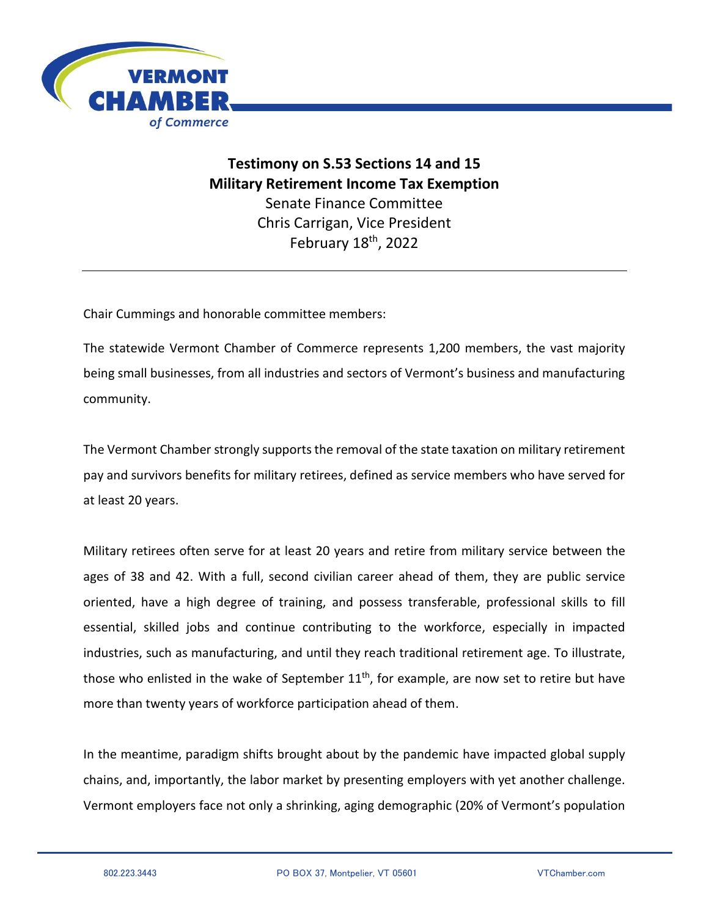**Testimony on S.53 Sections 14 and 15**
**Military Retirement Income Tax Exemption**

Senate Finance Committee

Chris Carrigan, Vice President

February 18th, 2022

---

Chair Cummings and honorable committee members:

The statewide Vermont Chamber of Commerce represents 1,200 members, the vast majority being small businesses, from all industries and sectors of Vermont's business and manufacturing community.

The Vermont Chamber strongly supports the removal of the state taxation on military retirement pay and survivors benefits for military retirees, defined as service members who have served for at least 20 years.

Military retirees often serve for at least 20 years and retire from military service between the ages of 38 and 42. With a full, second civilian career ahead of them, they are public service oriented, have a high degree of training, and possess transferable, professional skills to fill essential, skilled jobs and continue contributing to the workforce, especially in impacted industries, such as manufacturing, and until they reach traditional retirement age. To illustrate, those who enlisted in the wake of September 11th, for example, are now set to retire but have more than twenty years of workforce participation ahead of them.

In the meantime, paradigm shifts brought about by the pandemic have impacted global supply chains, and, importantly, the labor market by presenting employers with yet another challenge. Vermont employers face not only a shrinking, aging demographic (20% of Vermont's population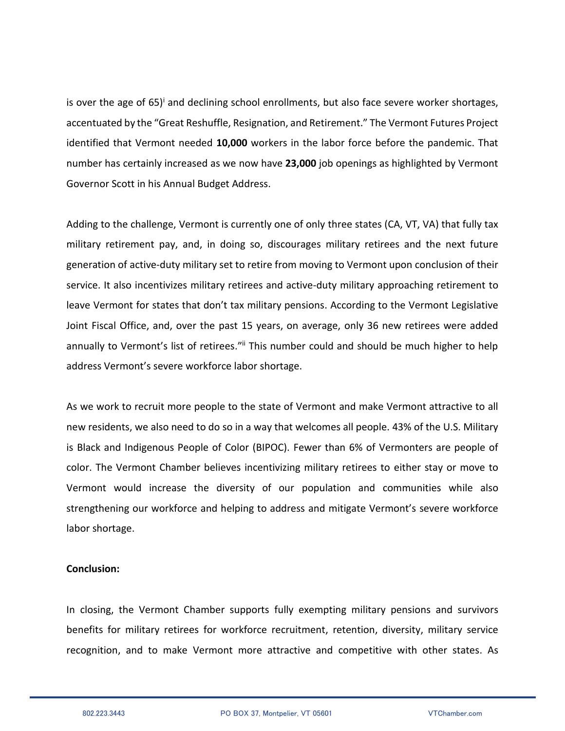is over the age of 65)[i] and declining school enrollments, but also face severe worker shortages, accentuated by the "Great Reshuffle, Resignation, and Retirement." The Vermont Futures Project identified that Vermont needed **10,000** workers in the labor force before the pandemic. That number has certainly increased as we now have **23,000** job openings as highlighted by Vermont Governor Scott in his Annual Budget Address.

Adding to the challenge, Vermont is currently one of only three states (CA, VT, VA) that fully tax military retirement pay, and, in doing so, discourages military retirees and the next future generation of active-duty military set to retire from moving to Vermont upon conclusion of their service. It also incentivizes military retirees and active-duty military approaching retirement to leave Vermont for states that don't tax military pensions. According to the Vermont Legislative Joint Fiscal Office, and, over the past 15 years, on average, only 36 new retirees were added annually to Vermont's list of retirees."[ii] This number could and should be much higher to help address Vermont's severe workforce labor shortage.

As we work to recruit more people to the state of Vermont and make Vermont attractive to all new residents, we also need to do so in a way that welcomes all people. 43% of the U.S. Military is Black and Indigenous People of Color (BIPOC). Fewer than 6% of Vermonters are people of color. The Vermont Chamber believes incentivizing military retirees to either stay or move to Vermont would increase the diversity of our population and communities while also strengthening our workforce and helping to address and mitigate Vermont's severe workforce labor shortage.

**Conclusion:**

In closing, the Vermont Chamber supports fully exempting military pensions and survivors benefits for military retirees for workforce recruitment, retention, diversity, military service recognition, and to make Vermont more attractive and competitive with other states. As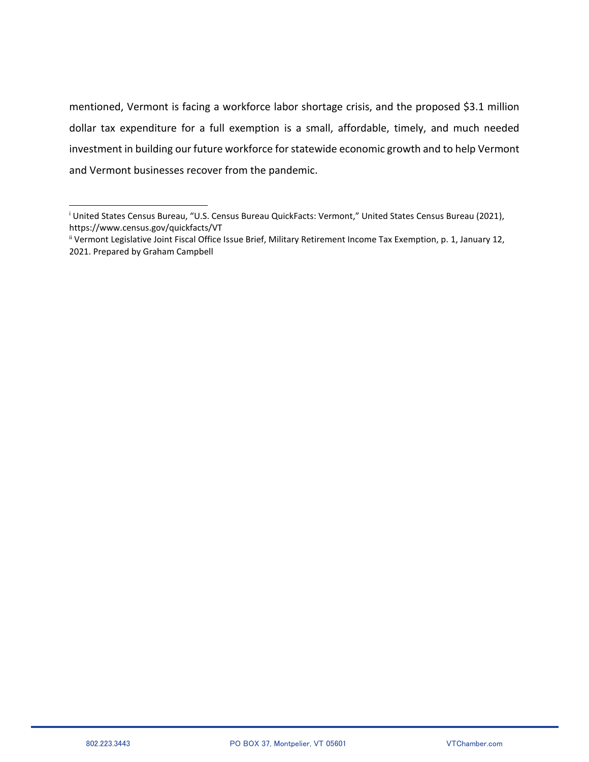mentioned, Vermont is facing a workforce labor shortage crisis, and the proposed $3.1 million dollar tax expenditure for a full exemption is a small, affordable, timely, and much needed investment in building our future workforce for statewide economic growth and to help Vermont and Vermont businesses recover from the pandemic.

---

[i] United States Census Bureau, "U.S. Census Bureau QuickFacts: Vermont," United States Census Bureau (2021), https://www.census.gov/quickfacts/VT

[ii] Vermont Legislative Joint Fiscal Office Issue Brief, Military Retirement Income Tax Exemption, p. 1, January 12, 2021. Prepared by Graham Campbell